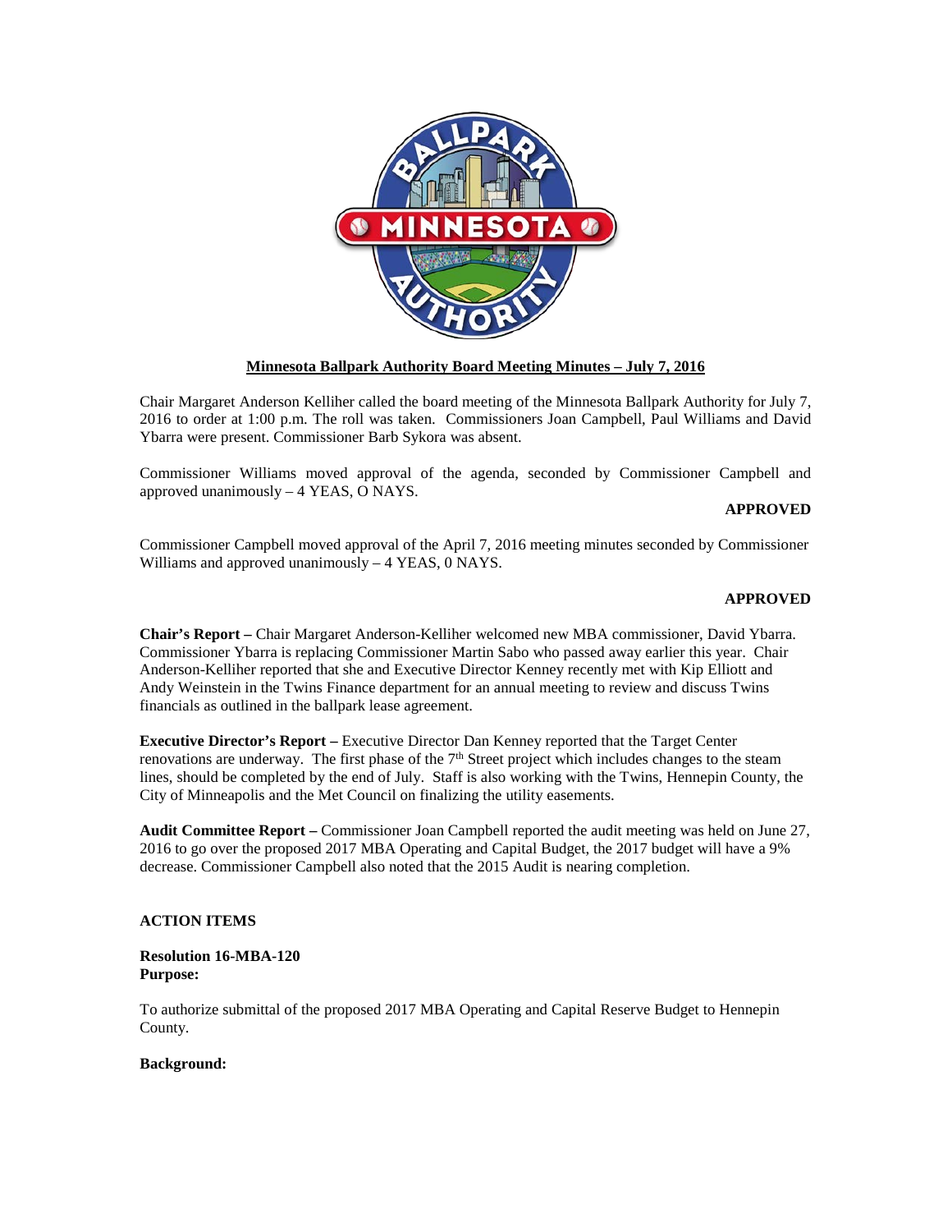## Minnesota Ballpark Authority Board Meeting Minutes – July 7, 2016

Chair Margaret Anderson Kelliher called the board meeting of the Minnesota Ballpark Authority for July 7, 2016 to order at 1:00 p.m. The roll was taken. Commissioners Joan Campbell, Paul Williams and David Ybarra were present. Commissioner Barb Sykora was absent.

Commissioner Williams moved approval of the agenda, seconded by Commissioner Campbell and approved unanimously – 4 YEAS, O NAYS.

**APPROVED**

Commissioner Campbell moved approval of the April 7, 2016 meeting minutes seconded by Commissioner Williams and approved unanimously – 4 YEAS, 0 NAYS.

**APPROVED**

**Chair's Report –** Chair Margaret Anderson-Kelliher welcomed new MBA commissioner, David Ybarra. Commissioner Ybarra is replacing Commissioner Martin Sabo who passed away earlier this year. Chair Anderson-Kelliher reported that she and Executive Director Kenney recently met with Kip Elliott and Andy Weinstein in the Twins Finance department for an annual meeting to review and discuss Twins financials as outlined in the ballpark lease agreement.

**Executive Director's Report –** Executive Director Dan Kenney reported that the Target Center renovations are underway. The first phase of the 7th Street project which includes changes to the steam lines, should be completed by the end of July. Staff is also working with the Twins, Hennepin County, the City of Minneapolis and the Met Council on finalizing the utility easements.

**Audit Committee Report –** Commissioner Joan Campbell reported the audit meeting was held on June 27, 2016 to go over the proposed 2017 MBA Operating and Capital Budget, the 2017 budget will have a 9% decrease. Commissioner Campbell also noted that the 2015 Audit is nearing completion.

**ACTION ITEMS**

**Resolution 16-MBA-120**
**Purpose:**

To authorize submittal of the proposed 2017 MBA Operating and Capital Reserve Budget to Hennepin County.

**Background:**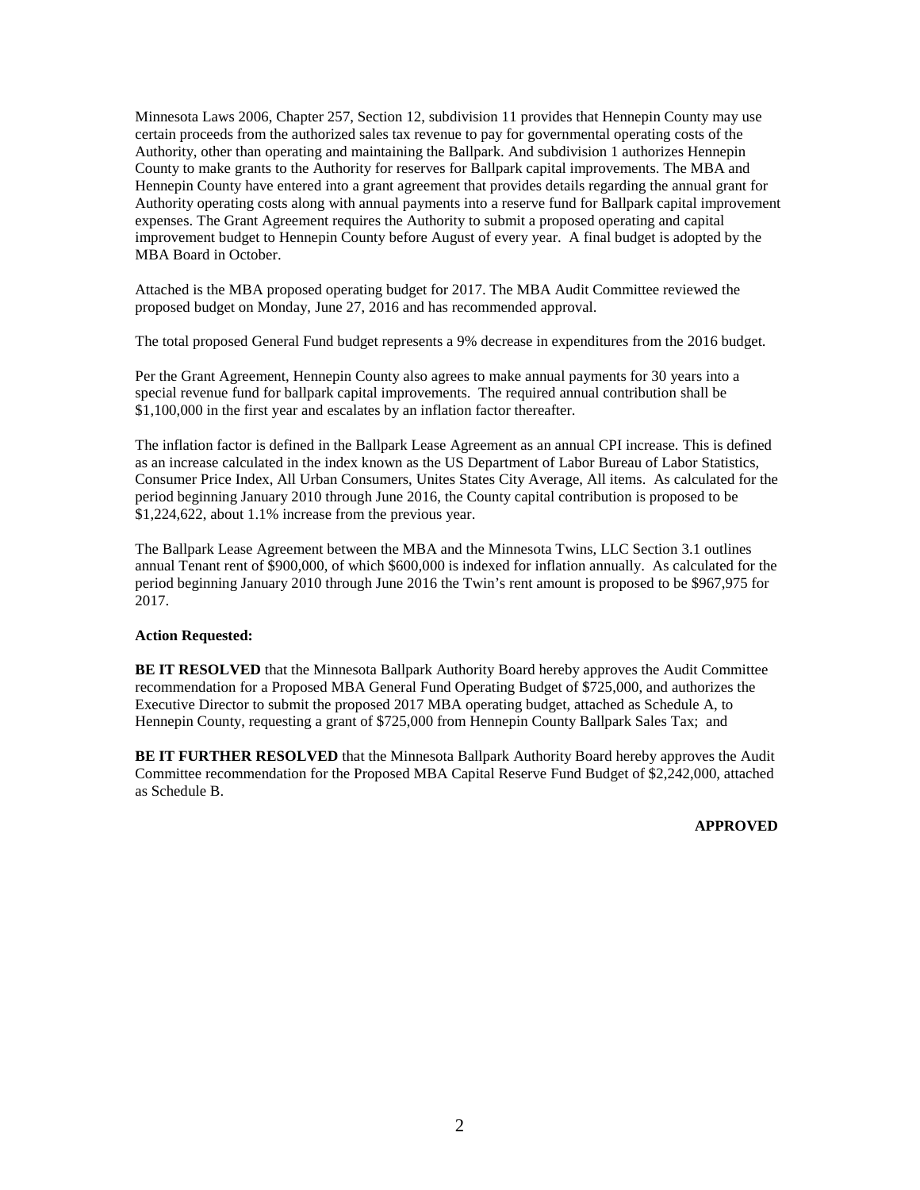Minnesota Laws 2006, Chapter 257, Section 12, subdivision 11 provides that Hennepin County may use certain proceeds from the authorized sales tax revenue to pay for governmental operating costs of the Authority, other than operating and maintaining the Ballpark. And subdivision 1 authorizes Hennepin County to make grants to the Authority for reserves for Ballpark capital improvements. The MBA and Hennepin County have entered into a grant agreement that provides details regarding the annual grant for Authority operating costs along with annual payments into a reserve fund for Ballpark capital improvement expenses. The Grant Agreement requires the Authority to submit a proposed operating and capital improvement budget to Hennepin County before August of every year. A final budget is adopted by the MBA Board in October.

Attached is the MBA proposed operating budget for 2017. The MBA Audit Committee reviewed the proposed budget on Monday, June 27, 2016 and has recommended approval.

The total proposed General Fund budget represents a 9% decrease in expenditures from the 2016 budget.

Per the Grant Agreement, Hennepin County also agrees to make annual payments for 30 years into a special revenue fund for ballpark capital improvements. The required annual contribution shall be $1,100,000 in the first year and escalates by an inflation factor thereafter.

The inflation factor is defined in the Ballpark Lease Agreement as an annual CPI increase. This is defined as an increase calculated in the index known as the US Department of Labor Bureau of Labor Statistics, Consumer Price Index, All Urban Consumers, Unites States City Average, All items. As calculated for the period beginning January 2010 through June 2016, the County capital contribution is proposed to be $1,224,622, about 1.1% increase from the previous year.

The Ballpark Lease Agreement between the MBA and the Minnesota Twins, LLC Section 3.1 outlines annual Tenant rent of $900,000, of which $600,000 is indexed for inflation annually. As calculated for the period beginning January 2010 through June 2016 the Twin's rent amount is proposed to be $967,975 for 2017.

**Action Requested:**

**BE IT RESOLVED** that the Minnesota Ballpark Authority Board hereby approves the Audit Committee recommendation for a Proposed MBA General Fund Operating Budget of $725,000, and authorizes the Executive Director to submit the proposed 2017 MBA operating budget, attached as Schedule A, to Hennepin County, requesting a grant of $725,000 from Hennepin County Ballpark Sales Tax; and

**BE IT FURTHER RESOLVED** that the Minnesota Ballpark Authority Board hereby approves the Audit Committee recommendation for the Proposed MBA Capital Reserve Fund Budget of $2,242,000, attached as Schedule B.

**APPROVED**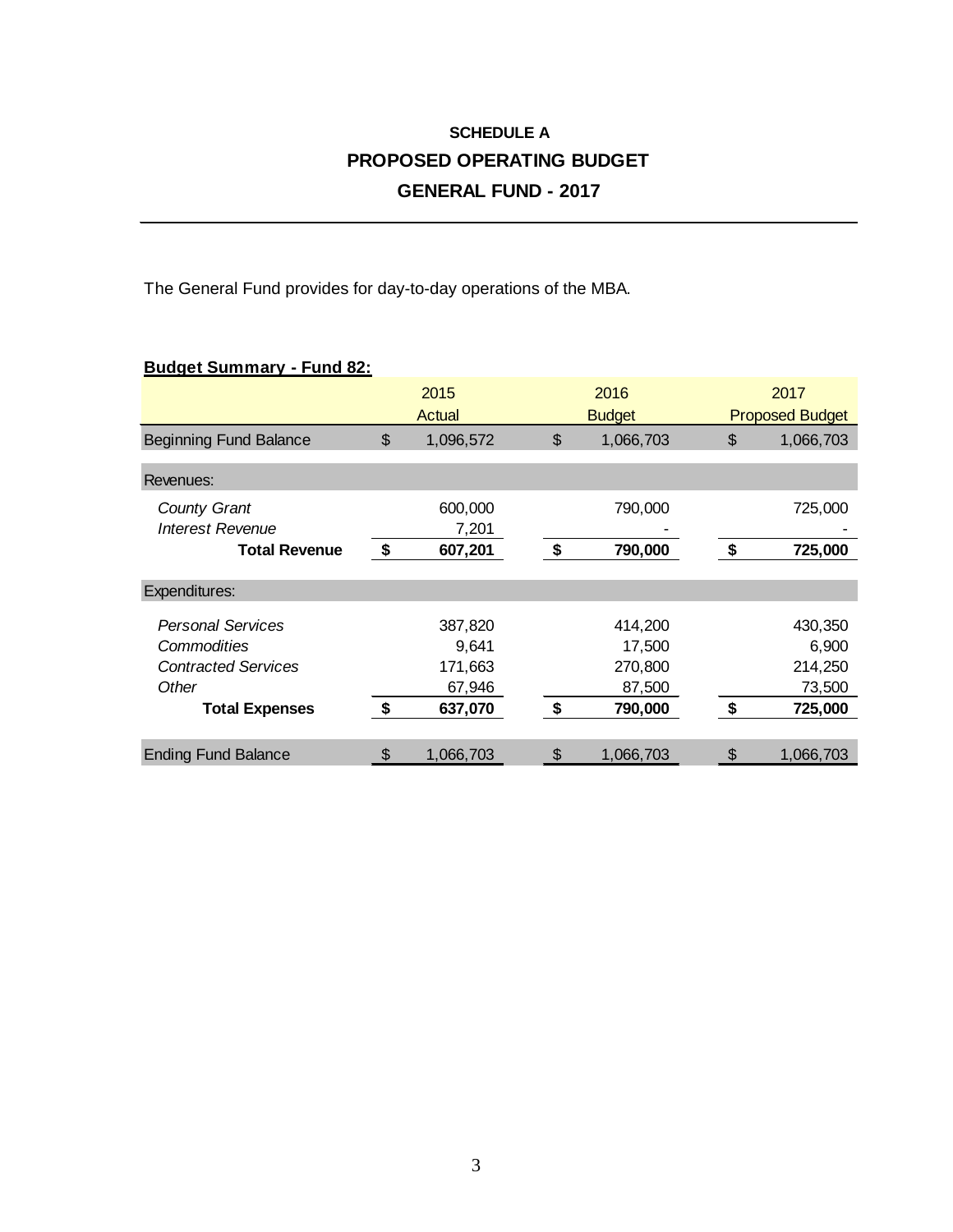### SCHEDULE A

## PROPOSED OPERATING BUDGET

## GENERAL FUND - 2017

The General Fund provides for day-to-day operations of the MBA.

**Budget Summary - Fund 82:**

| | 2015 Actual | 2016 Budget | 2017 Proposed Budget |
|---|---|---|---|
| Beginning Fund Balance | $ 1,096,572 | $ 1,066,703 | $ 1,066,703 |
| Revenues: | | | |
| *County Grant* | 600,000 | 790,000 | 725,000 |
| *Interest Revenue* | 7,201 | - | - |
| **Total Revenue** | **$ 607,201** | **$ 790,000** | **$ 725,000** |
| Expenditures: | | | |
| *Personal Services* | 387,820 | 414,200 | 430,350 |
| *Commodities* | 9,641 | 17,500 | 6,900 |
| *Contracted Services* | 171,663 | 270,800 | 214,250 |
| *Other* | 67,946 | 87,500 | 73,500 |
| **Total Expenses** | **$ 637,070** | **$ 790,000** | **$ 725,000** |
| Ending Fund Balance | $ 1,066,703 | $ 1,066,703 | $ 1,066,703 |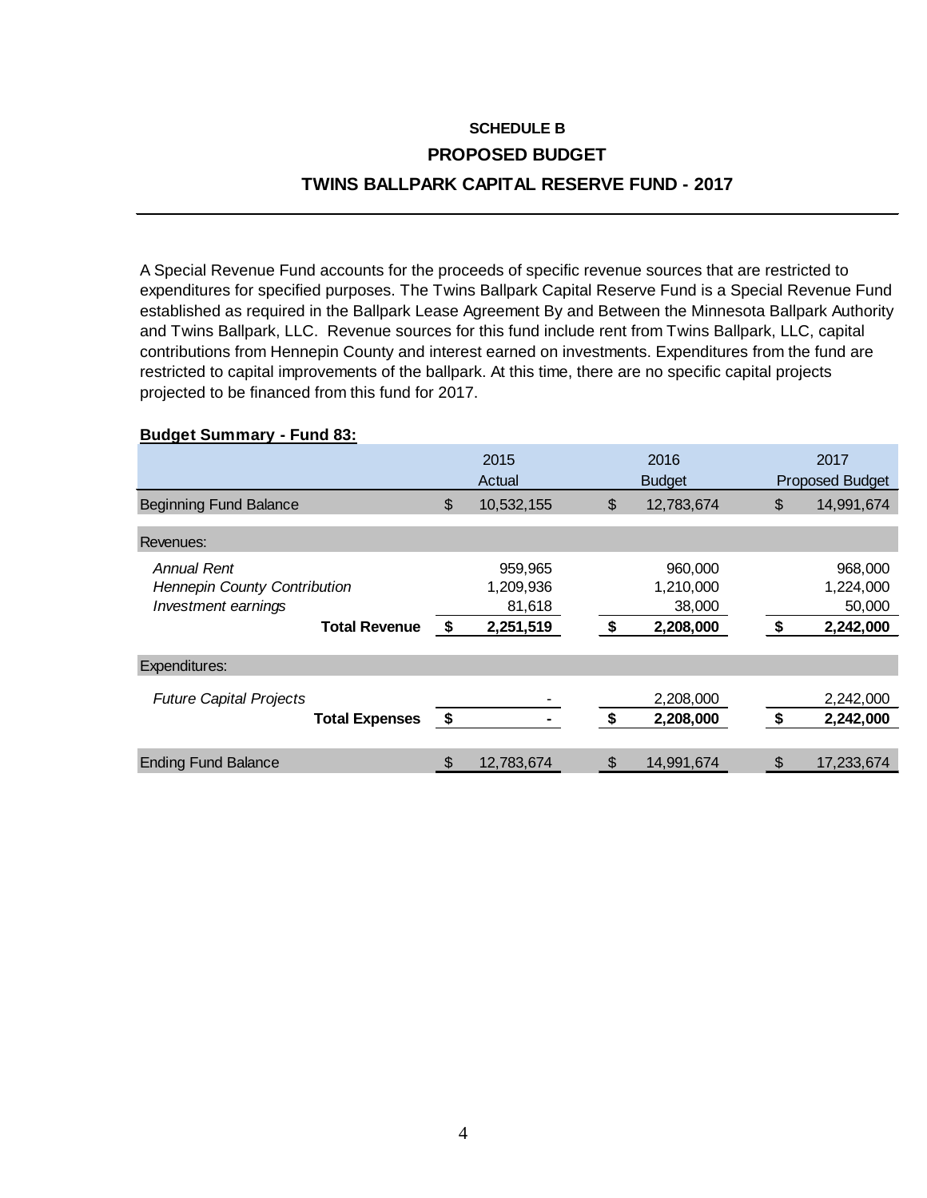**SCHEDULE B**

## PROPOSED BUDGET

## TWINS BALLPARK CAPITAL RESERVE FUND - 2017

A Special Revenue Fund accounts for the proceeds of specific revenue sources that are restricted to expenditures for specified purposes. The Twins Ballpark Capital Reserve Fund is a Special Revenue Fund established as required in the Ballpark Lease Agreement By and Between the Minnesota Ballpark Authority and Twins Ballpark, LLC. Revenue sources for this fund include rent from Twins Ballpark, LLC, capital contributions from Hennepin County and interest earned on investments. Expenditures from the fund are restricted to capital improvements of the ballpark. At this time, there are no specific capital projects projected to be financed from this fund for 2017.

**Budget Summary - Fund 83:**

| | 2015 Actual | 2016 Budget | 2017 Proposed Budget |
|---|---|---|---|
| Beginning Fund Balance | $ 10,532,155 | $ 12,783,674 | $ 14,991,674 |
| Revenues: | | | |
| *Annual Rent* | 959,965 | 960,000 | 968,000 |
| *Hennepin County Contribution* | 1,209,936 | 1,210,000 | 1,224,000 |
| *Investment earnings* | 81,618 | 38,000 | 50,000 |
| **Total Revenue** | **$ 2,251,519** | **$ 2,208,000** | **$ 2,242,000** |
| Expenditures: | | | |
| *Future Capital Projects* | - | 2,208,000 | 2,242,000 |
| **Total Expenses** | **$ -** | **$ 2,208,000** | **$ 2,242,000** |
| Ending Fund Balance | $ 12,783,674 | $ 14,991,674 | $ 17,233,674 |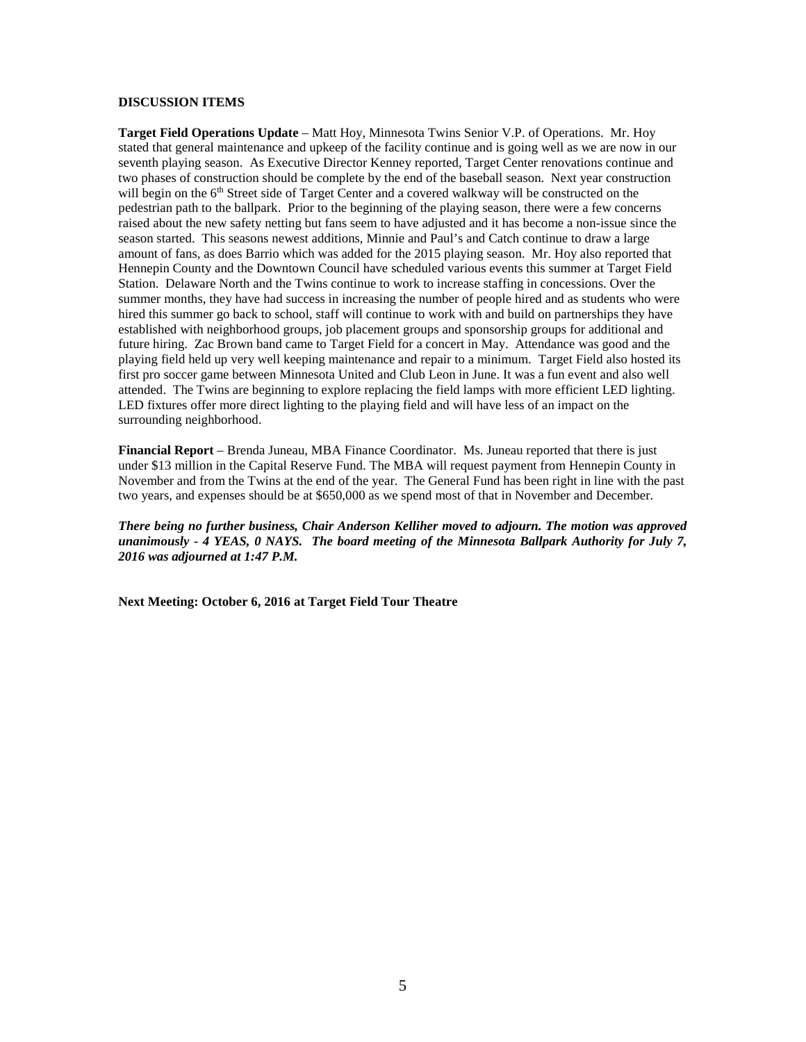**DISCUSSION ITEMS**

**Target Field Operations Update** – Matt Hoy, Minnesota Twins Senior V.P. of Operations. Mr. Hoy stated that general maintenance and upkeep of the facility continue and is going well as we are now in our seventh playing season. As Executive Director Kenney reported, Target Center renovations continue and two phases of construction should be complete by the end of the baseball season. Next year construction will begin on the 6th Street side of Target Center and a covered walkway will be constructed on the pedestrian path to the ballpark. Prior to the beginning of the playing season, there were a few concerns raised about the new safety netting but fans seem to have adjusted and it has become a non-issue since the season started. This seasons newest additions, Minnie and Paul's and Catch continue to draw a large amount of fans, as does Barrio which was added for the 2015 playing season. Mr. Hoy also reported that Hennepin County and the Downtown Council have scheduled various events this summer at Target Field Station. Delaware North and the Twins continue to work to increase staffing in concessions. Over the summer months, they have had success in increasing the number of people hired and as students who were hired this summer go back to school, staff will continue to work with and build on partnerships they have established with neighborhood groups, job placement groups and sponsorship groups for additional and future hiring. Zac Brown band came to Target Field for a concert in May. Attendance was good and the playing field held up very well keeping maintenance and repair to a minimum. Target Field also hosted its first pro soccer game between Minnesota United and Club Leon in June. It was a fun event and also well attended. The Twins are beginning to explore replacing the field lamps with more efficient LED lighting. LED fixtures offer more direct lighting to the playing field and will have less of an impact on the surrounding neighborhood.

**Financial Report** – Brenda Juneau, MBA Finance Coordinator. Ms. Juneau reported that there is just under $13 million in the Capital Reserve Fund. The MBA will request payment from Hennepin County in November and from the Twins at the end of the year. The General Fund has been right in line with the past two years, and expenses should be at $650,000 as we spend most of that in November and December.

***There being no further business, Chair Anderson Kelliher moved to adjourn. The motion was approved unanimously - 4 YEAS, 0 NAYS. The board meeting of the Minnesota Ballpark Authority for July 7, 2016 was adjourned at 1:47 P.M.***

**Next Meeting: October 6, 2016 at Target Field Tour Theatre**